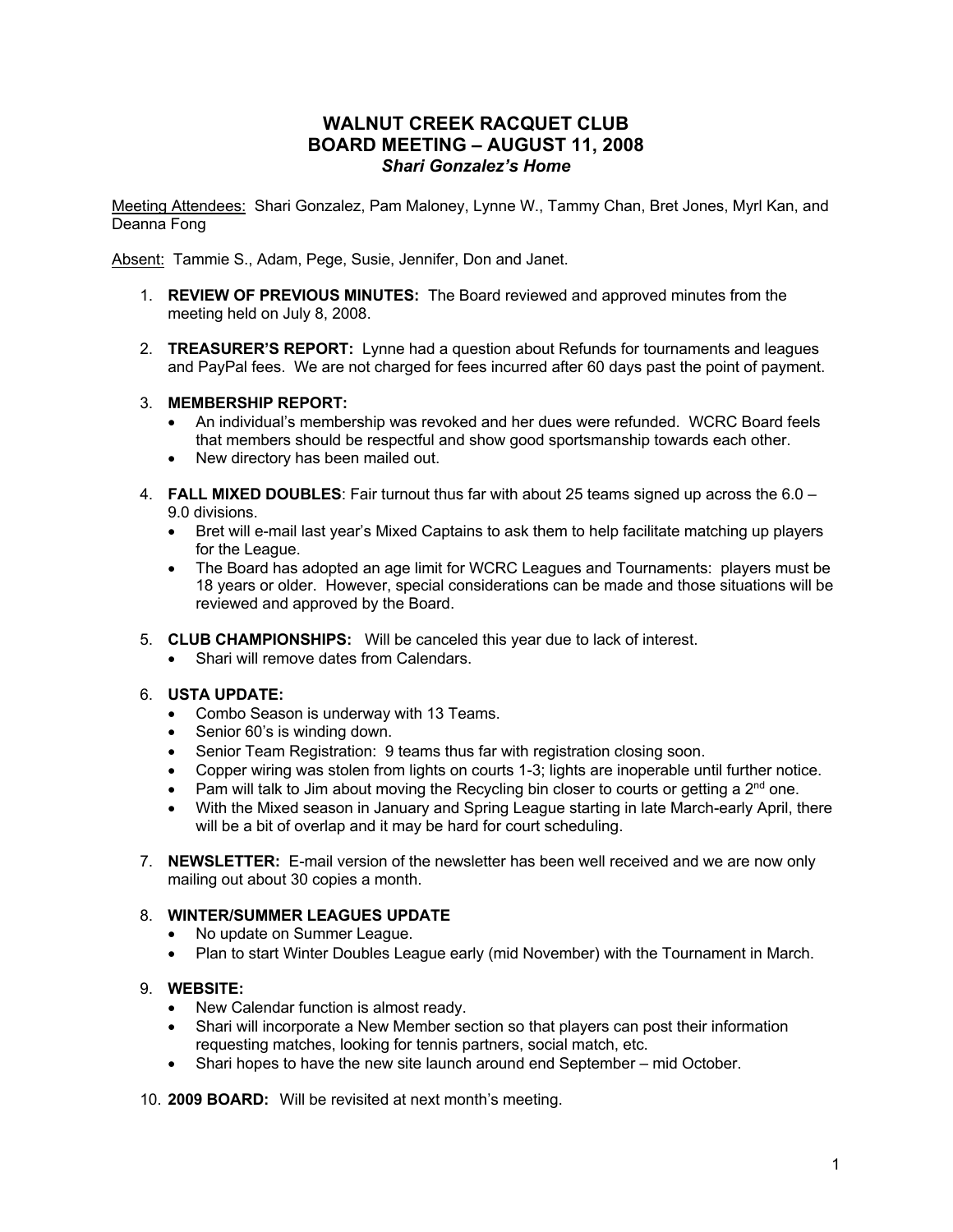# WALNUT CREEK RACQUET CLUB
# BOARD MEETING – AUGUST 11, 2008
### *Shari Gonzalez's Home*

Meeting Attendees: Shari Gonzalez, Pam Maloney, Lynne W., Tammy Chan, Bret Jones, Myrl Kan, and Deanna Fong

Absent: Tammie S., Adam, Pege, Susie, Jennifer, Don and Janet.

1. **REVIEW OF PREVIOUS MINUTES:** The Board reviewed and approved minutes from the meeting held on July 8, 2008.

2. **TREASURER'S REPORT:** Lynne had a question about Refunds for tournaments and leagues and PayPal fees. We are not charged for fees incurred after 60 days past the point of payment.

3. **MEMBERSHIP REPORT:**
   - An individual's membership was revoked and her dues were refunded. WCRC Board feels that members should be respectful and show good sportsmanship towards each other.
   - New directory has been mailed out.

4. **FALL MIXED DOUBLES**: Fair turnout thus far with about 25 teams signed up across the 6.0 – 9.0 divisions.
   - Bret will e-mail last year's Mixed Captains to ask them to help facilitate matching up players for the League.
   - The Board has adopted an age limit for WCRC Leagues and Tournaments: players must be 18 years or older. However, special considerations can be made and those situations will be reviewed and approved by the Board.

5. **CLUB CHAMPIONSHIPS:** Will be canceled this year due to lack of interest.
   - Shari will remove dates from Calendars.

6. **USTA UPDATE:**
   - Combo Season is underway with 13 Teams.
   - Senior 60's is winding down.
   - Senior Team Registration: 9 teams thus far with registration closing soon.
   - Copper wiring was stolen from lights on courts 1-3; lights are inoperable until further notice.
   - Pam will talk to Jim about moving the Recycling bin closer to courts or getting a 2nd one.
   - With the Mixed season in January and Spring League starting in late March-early April, there will be a bit of overlap and it may be hard for court scheduling.

7. **NEWSLETTER:** E-mail version of the newsletter has been well received and we are now only mailing out about 30 copies a month.

8. **WINTER/SUMMER LEAGUES UPDATE**
   - No update on Summer League.
   - Plan to start Winter Doubles League early (mid November) with the Tournament in March.

9. **WEBSITE:**
   - New Calendar function is almost ready.
   - Shari will incorporate a New Member section so that players can post their information requesting matches, looking for tennis partners, social match, etc.
   - Shari hopes to have the new site launch around end September – mid October.

10. **2009 BOARD:** Will be revisited at next month's meeting.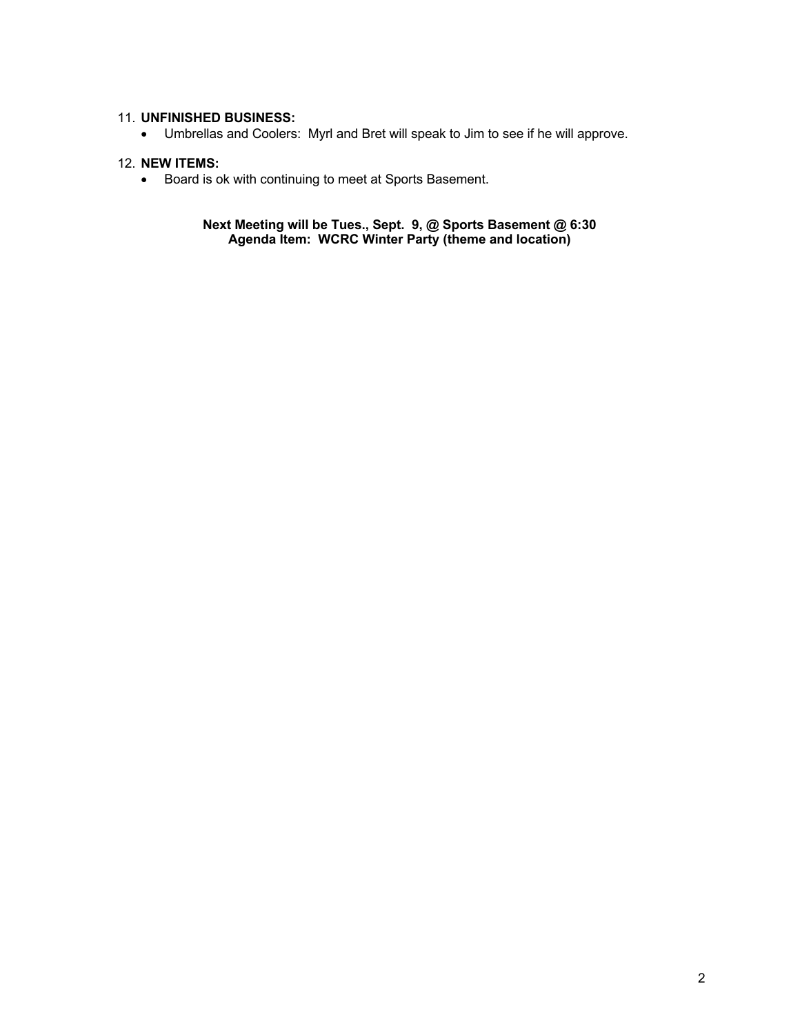11. **UNFINISHED BUSINESS:**
    - Umbrellas and Coolers: Myrl and Bret will speak to Jim to see if he will approve.

12. **NEW ITEMS:**
    - Board is ok with continuing to meet at Sports Basement.

**Next Meeting will be Tues., Sept. 9, @ Sports Basement @ 6:30**
**Agenda Item: WCRC Winter Party (theme and location)**